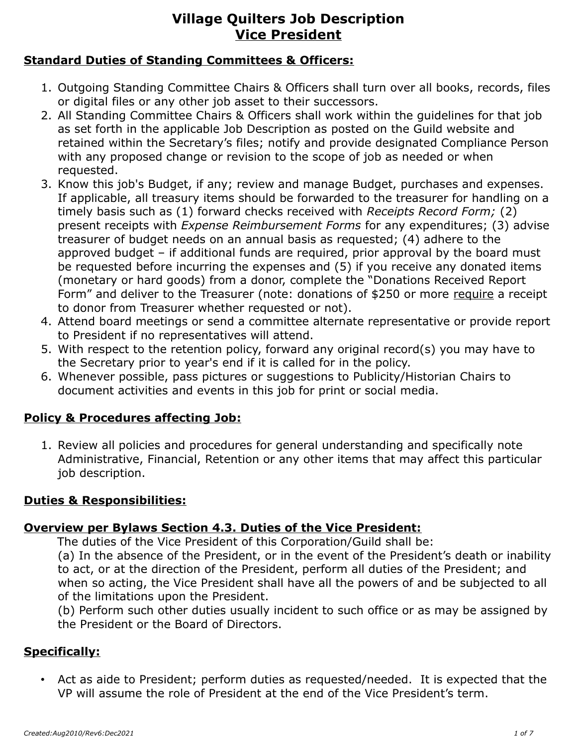# Village Quilters Job Description

## Vice President

### Standard Duties of Standing Committees & Officers:

1. Outgoing Standing Committee Chairs & Officers shall turn over all books, records, files or digital files or any other job asset to their successors.
2. All Standing Committee Chairs & Officers shall work within the guidelines for that job as set forth in the applicable Job Description as posted on the Guild website and retained within the Secretary's files; notify and provide designated Compliance Person with any proposed change or revision to the scope of job as needed or when requested.
3. Know this job's Budget, if any; review and manage Budget, purchases and expenses. If applicable, all treasury items should be forwarded to the treasurer for handling on a timely basis such as (1) forward checks received with *Receipts Record Form;* (2) present receipts with *Expense Reimbursement Forms* for any expenditures; (3) advise treasurer of budget needs on an annual basis as requested; (4) adhere to the approved budget – if additional funds are required, prior approval by the board must be requested before incurring the expenses and (5) if you receive any donated items (monetary or hard goods) from a donor, complete the "Donations Received Report Form" and deliver to the Treasurer (note: donations of $250 or more <u>require</u> a receipt to donor from Treasurer whether requested or not).
4. Attend board meetings or send a committee alternate representative or provide report to President if no representatives will attend.
5. With respect to the retention policy, forward any original record(s) you may have to the Secretary prior to year's end if it is called for in the policy.
6. Whenever possible, pass pictures or suggestions to Publicity/Historian Chairs to document activities and events in this job for print or social media.

### Policy & Procedures affecting Job:

1. Review all policies and procedures for general understanding and specifically note Administrative, Financial, Retention or any other items that may affect this particular job description.

### Duties & Responsibilities:

### Overview per Bylaws Section 4.3. Duties of the Vice President:

The duties of the Vice President of this Corporation/Guild shall be:

(a) In the absence of the President, or in the event of the President's death or inability to act, or at the direction of the President, perform all duties of the President; and when so acting, the Vice President shall have all the powers of and be subjected to all of the limitations upon the President.

(b) Perform such other duties usually incident to such office or as may be assigned by the President or the Board of Directors.

### Specifically:

- Act as aide to President; perform duties as requested/needed. It is expected that the VP will assume the role of President at the end of the Vice President's term.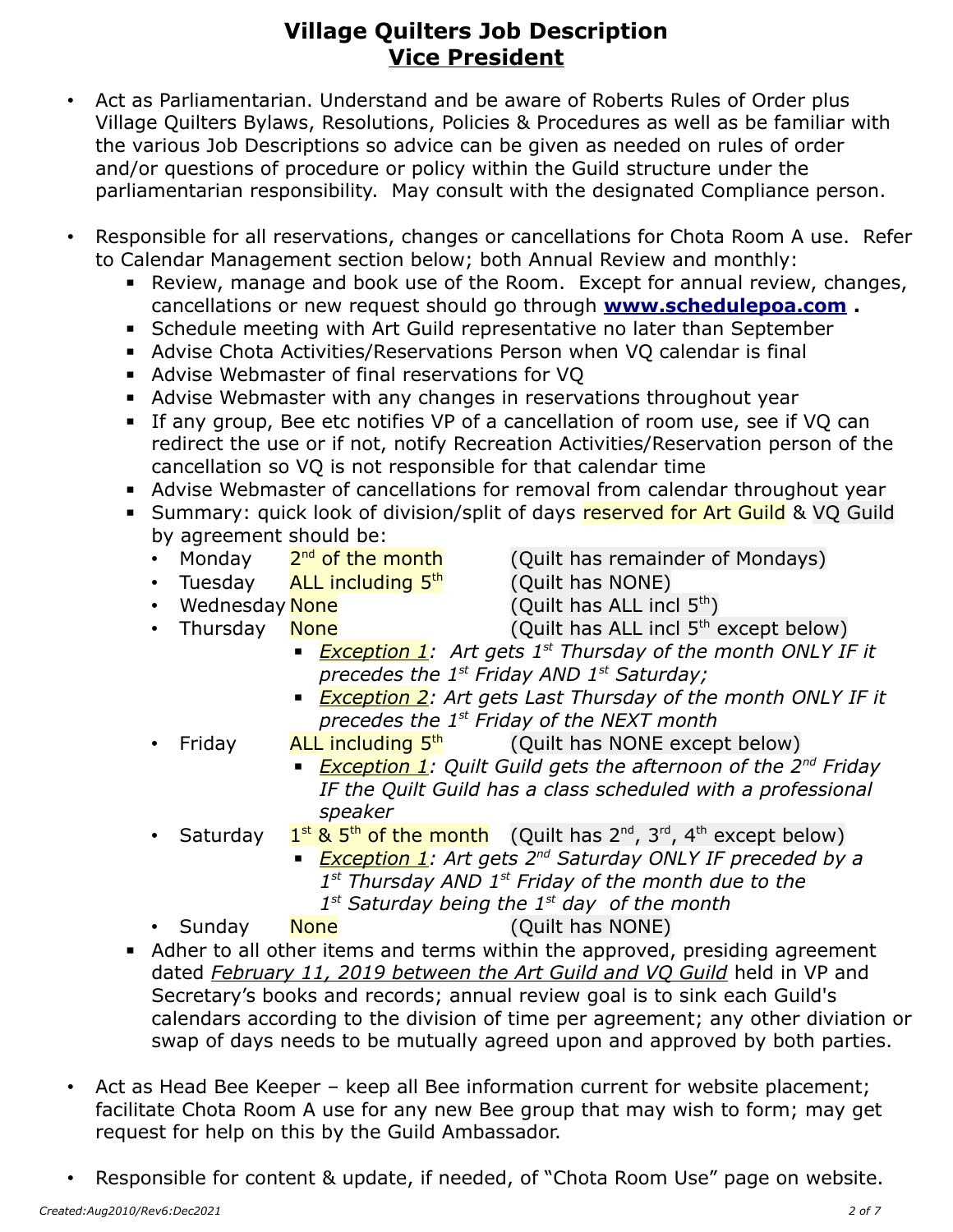# Village Quilters Job Description
## Vice President

- Act as Parliamentarian. Understand and be aware of Roberts Rules of Order plus Village Quilters Bylaws, Resolutions, Policies & Procedures as well as be familiar with the various Job Descriptions so advice can be given as needed on rules of order and/or questions of procedure or policy within the Guild structure under the parliamentarian responsibility. May consult with the designated Compliance person.

- Responsible for all reservations, changes or cancellations for Chota Room A use. Refer to Calendar Management section below; both Annual Review and monthly:
  - Review, manage and book use of the Room. Except for annual review, changes, cancellations or new request should go through **www.schedulepoa.com** .
  - Schedule meeting with Art Guild representative no later than September
  - Advise Chota Activities/Reservations Person when VQ calendar is final
  - Advise Webmaster of final reservations for VQ
  - Advise Webmaster with any changes in reservations throughout year
  - If any group, Bee etc notifies VP of a cancellation of room use, see if VQ can redirect the use or if not, notify Recreation Activities/Reservation person of the cancellation so VQ is not responsible for that calendar time
  - Advise Webmaster of cancellations for removal from calendar throughout year
  - Summary: quick look of division/split of days reserved for Art Guild & VQ Guild by agreement should be:
    - Monday — 2nd of the month — (Quilt has remainder of Mondays)
    - Tuesday — ALL including 5th — (Quilt has NONE)
    - Wednesday — None — (Quilt has ALL incl 5th)
    - Thursday — None — (Quilt has ALL incl 5th except below)
      - *__Exception 1__: Art gets 1st Thursday of the month ONLY IF it precedes the 1st Friday AND 1st Saturday;*
      - *__Exception 2__: Art gets Last Thursday of the month ONLY IF it precedes the 1st Friday of the NEXT month*
    - Friday — ALL including 5th — (Quilt has NONE except below)
      - *__Exception 1__: Quilt Guild gets the afternoon of the 2nd Friday IF the Quilt Guild has a class scheduled with a professional speaker*
    - Saturday — 1st & 5th of the month — (Quilt has 2nd, 3rd, 4th except below)
      - *__Exception 1__: Art gets 2nd Saturday ONLY IF preceded by a 1st Thursday AND 1st Friday of the month due to the 1st Saturday being the 1st day of the month*
    - Sunday — None — (Quilt has NONE)
  - Adher to all other items and terms within the approved, presiding agreement dated *__February 11, 2019 between the Art Guild and VQ Guild__* held in VP and Secretary's books and records; annual review goal is to sink each Guild's calendars according to the division of time per agreement; any other diviation or swap of days needs to be mutually agreed upon and approved by both parties.

- Act as Head Bee Keeper – keep all Bee information current for website placement; facilitate Chota Room A use for any new Bee group that may wish to form; may get request for help on this by the Guild Ambassador.

- Responsible for content & update, if needed, of "Chota Room Use" page on website.

*Created:Aug2010/Rev6:Dec2021*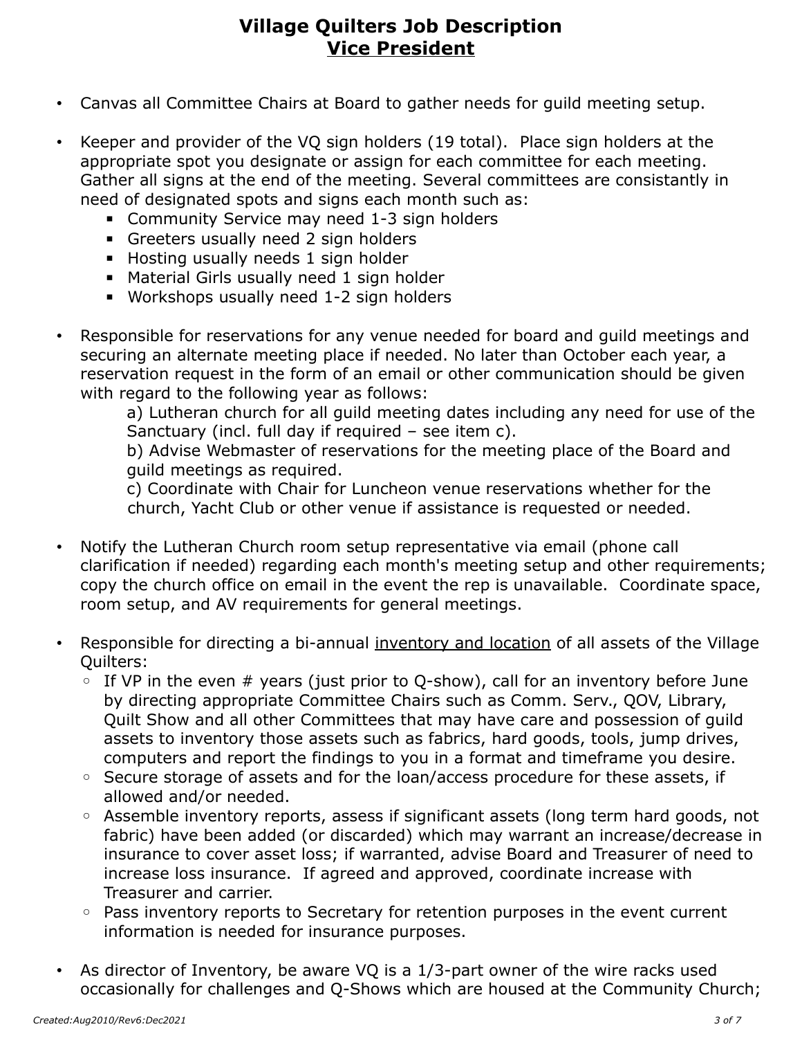# Village Quilters Job Description
## <u>Vice President</u>

- Canvas all Committee Chairs at Board to gather needs for guild meeting setup.

- Keeper and provider of the VQ sign holders (19 total). Place sign holders at the appropriate spot you designate or assign for each committee for each meeting. Gather all signs at the end of the meeting. Several committees are consistantly in need of designated spots and signs each month such as:
  - Community Service may need 1-3 sign holders
  - Greeters usually need 2 sign holders
  - Hosting usually needs 1 sign holder
  - Material Girls usually need 1 sign holder
  - Workshops usually need 1-2 sign holders

- Responsible for reservations for any venue needed for board and guild meetings and securing an alternate meeting place if needed. No later than October each year, a reservation request in the form of an email or other communication should be given with regard to the following year as follows:

  a) Lutheran church for all guild meeting dates including any need for use of the Sanctuary (incl. full day if required – see item c).

  b) Advise Webmaster of reservations for the meeting place of the Board and guild meetings as required.

  c) Coordinate with Chair for Luncheon venue reservations whether for the church, Yacht Club or other venue if assistance is requested or needed.

- Notify the Lutheran Church room setup representative via email (phone call clarification if needed) regarding each month's meeting setup and other requirements; copy the church office on email in the event the rep is unavailable. Coordinate space, room setup, and AV requirements for general meetings.

- Responsible for directing a bi-annual <u>inventory and location</u> of all assets of the Village Quilters:
  - If VP in the even # years (just prior to Q-show), call for an inventory before June by directing appropriate Committee Chairs such as Comm. Serv., QOV, Library, Quilt Show and all other Committees that may have care and possession of guild assets to inventory those assets such as fabrics, hard goods, tools, jump drives, computers and report the findings to you in a format and timeframe you desire.
  - Secure storage of assets and for the loan/access procedure for these assets, if allowed and/or needed.
  - Assemble inventory reports, assess if significant assets (long term hard goods, not fabric) have been added (or discarded) which may warrant an increase/decrease in insurance to cover asset loss; if warranted, advise Board and Treasurer of need to increase loss insurance. If agreed and approved, coordinate increase with Treasurer and carrier.
  - Pass inventory reports to Secretary for retention purposes in the event current information is needed for insurance purposes.

- As director of Inventory, be aware VQ is a 1/3-part owner of the wire racks used occasionally for challenges and Q-Shows which are housed at the Community Church;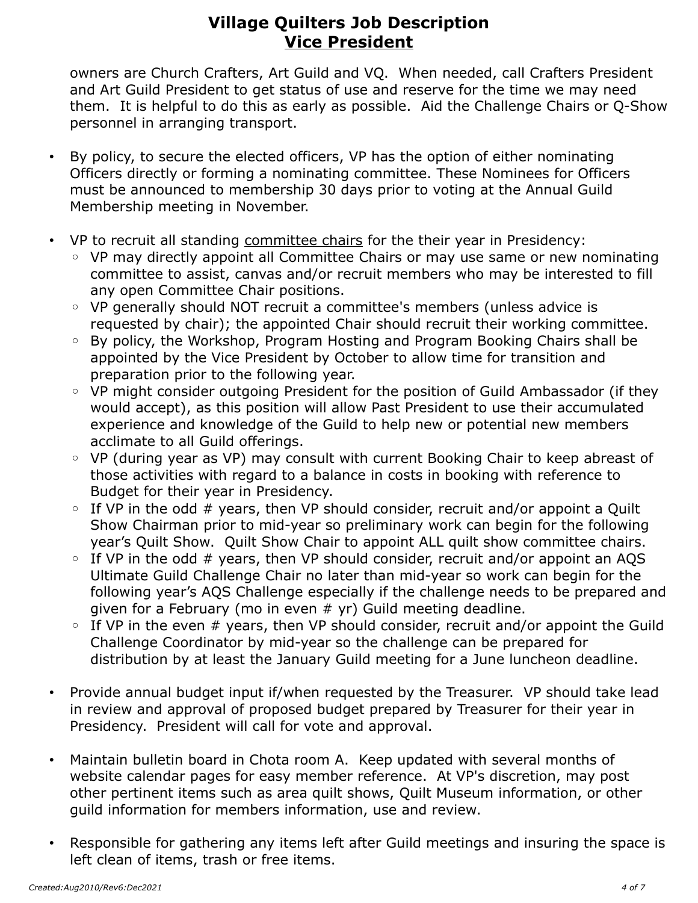owners are Church Crafters, Art Guild and VQ.  When needed, call Crafters President and Art Guild President to get status of use and reserve for the time we may need them.  It is helpful to do this as early as possible.  Aid the Challenge Chairs or Q-Show personnel in arranging transport.

- By policy, to secure the elected officers, VP has the option of either nominating Officers directly or forming a nominating committee. These Nominees for Officers must be announced to membership 30 days prior to voting at the Annual Guild Membership meeting in November.

- VP to recruit all standing committee chairs for the their year in Presidency:
  - VP may directly appoint all Committee Chairs or may use same or new nominating committee to assist, canvas and/or recruit members who may be interested to fill any open Committee Chair positions.
  - VP generally should NOT recruit a committee's members (unless advice is requested by chair); the appointed Chair should recruit their working committee.
  - By policy, the Workshop, Program Hosting and Program Booking Chairs shall be appointed by the Vice President by October to allow time for transition and preparation prior to the following year.
  - VP might consider outgoing President for the position of Guild Ambassador (if they would accept), as this position will allow Past President to use their accumulated experience and knowledge of the Guild to help new or potential new members acclimate to all Guild offerings.
  - VP (during year as VP) may consult with current Booking Chair to keep abreast of those activities with regard to a balance in costs in booking with reference to Budget for their year in Presidency.
  - If VP in the odd # years, then VP should consider, recruit and/or appoint a Quilt Show Chairman prior to mid-year so preliminary work can begin for the following year's Quilt Show.  Quilt Show Chair to appoint ALL quilt show committee chairs.
  - If VP in the odd # years, then VP should consider, recruit and/or appoint an AQS Ultimate Guild Challenge Chair no later than mid-year so work can begin for the following year's AQS Challenge especially if the challenge needs to be prepared and given for a February (mo in even # yr) Guild meeting deadline.
  - If VP in the even # years, then VP should consider, recruit and/or appoint the Guild Challenge Coordinator by mid-year so the challenge can be prepared for distribution by at least the January Guild meeting for a June luncheon deadline.

- Provide annual budget input if/when requested by the Treasurer.  VP should take lead in review and approval of proposed budget prepared by Treasurer for their year in Presidency.  President will call for vote and approval.

- Maintain bulletin board in Chota room A.  Keep updated with several months of website calendar pages for easy member reference.  At VP's discretion, may post other pertinent items such as area quilt shows, Quilt Museum information, or other guild information for members information, use and review.

- Responsible for gathering any items left after Guild meetings and insuring the space is left clean of items, trash or free items.

*Created:Aug2010/Rev6:Dec2021*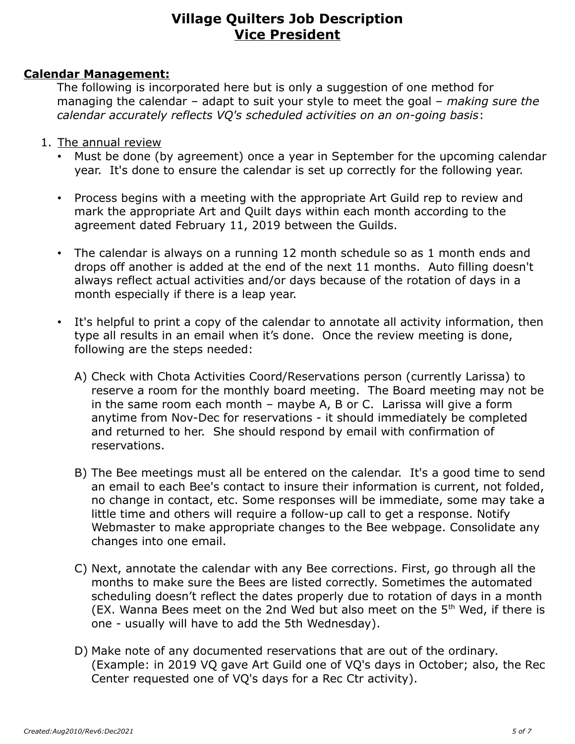# Village Quilters Job Description
## Vice President

**Calendar Management:**

The following is incorporated here but is only a suggestion of one method for managing the calendar – adapt to suit your style to meet the goal – *making sure the calendar accurately reflects VQ's scheduled activities on an on-going basis*:

1. The annual review
   - Must be done (by agreement) once a year in September for the upcoming calendar year. It's done to ensure the calendar is set up correctly for the following year.
   - Process begins with a meeting with the appropriate Art Guild rep to review and mark the appropriate Art and Quilt days within each month according to the agreement dated February 11, 2019 between the Guilds.
   - The calendar is always on a running 12 month schedule so as 1 month ends and drops off another is added at the end of the next 11 months. Auto filling doesn't always reflect actual activities and/or days because of the rotation of days in a month especially if there is a leap year.
   - It's helpful to print a copy of the calendar to annotate all activity information, then type all results in an email when it's done. Once the review meeting is done, following are the steps needed:

     A) Check with Chota Activities Coord/Reservations person (currently Larissa) to reserve a room for the monthly board meeting. The Board meeting may not be in the same room each month – maybe A, B or C. Larissa will give a form anytime from Nov-Dec for reservations - it should immediately be completed and returned to her. She should respond by email with confirmation of reservations.

     B) The Bee meetings must all be entered on the calendar. It's a good time to send an email to each Bee's contact to insure their information is current, not folded, no change in contact, etc. Some responses will be immediate, some may take a little time and others will require a follow-up call to get a response. Notify Webmaster to make appropriate changes to the Bee webpage. Consolidate any changes into one email.

     C) Next, annotate the calendar with any Bee corrections. First, go through all the months to make sure the Bees are listed correctly. Sometimes the automated scheduling doesn't reflect the dates properly due to rotation of days in a month (EX. Wanna Bees meet on the 2nd Wed but also meet on the 5th Wed, if there is one - usually will have to add the 5th Wednesday).

     D) Make note of any documented reservations that are out of the ordinary. (Example: in 2019 VQ gave Art Guild one of VQ's days in October; also, the Rec Center requested one of VQ's days for a Rec Ctr activity).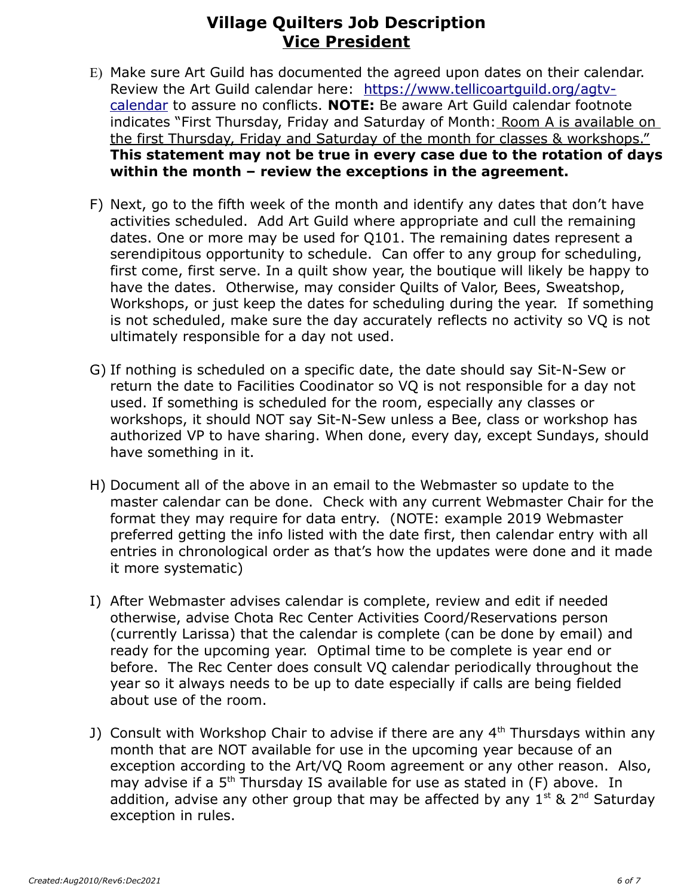# Village Quilters Job Description

## Vice President

E) Make sure Art Guild has documented the agreed upon dates on their calendar. Review the Art Guild calendar here: [https://www.tellicoartguild.org/agtv-calendar](https://www.tellicoartguild.org/agtv-calendar) to assure no conflicts. **NOTE:** Be aware Art Guild calendar footnote indicates "First Thursday, Friday and Saturday of Month: Room A is available on the first Thursday, Friday and Saturday of the month for classes & workshops." **This statement may not be true in every case due to the rotation of days within the month – review the exceptions in the agreement.**

F) Next, go to the fifth week of the month and identify any dates that don't have activities scheduled. Add Art Guild where appropriate and cull the remaining dates. One or more may be used for Q101. The remaining dates represent a serendipitous opportunity to schedule. Can offer to any group for scheduling, first come, first serve. In a quilt show year, the boutique will likely be happy to have the dates. Otherwise, may consider Quilts of Valor, Bees, Sweatshop, Workshops, or just keep the dates for scheduling during the year. If something is not scheduled, make sure the day accurately reflects no activity so VQ is not ultimately responsible for a day not used.

G) If nothing is scheduled on a specific date, the date should say Sit-N-Sew or return the date to Facilities Coodinator so VQ is not responsible for a day not used. If something is scheduled for the room, especially any classes or workshops, it should NOT say Sit-N-Sew unless a Bee, class or workshop has authorized VP to have sharing. When done, every day, except Sundays, should have something in it.

H) Document all of the above in an email to the Webmaster so update to the master calendar can be done. Check with any current Webmaster Chair for the format they may require for data entry. (NOTE: example 2019 Webmaster preferred getting the info listed with the date first, then calendar entry with all entries in chronological order as that's how the updates were done and it made it more systematic)

I) After Webmaster advises calendar is complete, review and edit if needed otherwise, advise Chota Rec Center Activities Coord/Reservations person (currently Larissa) that the calendar is complete (can be done by email) and ready for the upcoming year. Optimal time to be complete is year end or before. The Rec Center does consult VQ calendar periodically throughout the year so it always needs to be up to date especially if calls are being fielded about use of the room.

J) Consult with Workshop Chair to advise if there are any 4th Thursdays within any month that are NOT available for use in the upcoming year because of an exception according to the Art/VQ Room agreement or any other reason. Also, may advise if a 5th Thursday IS available for use as stated in (F) above. In addition, advise any other group that may be affected by any 1st & 2nd Saturday exception in rules.

*Created:Aug2010/Rev6:Dec2021*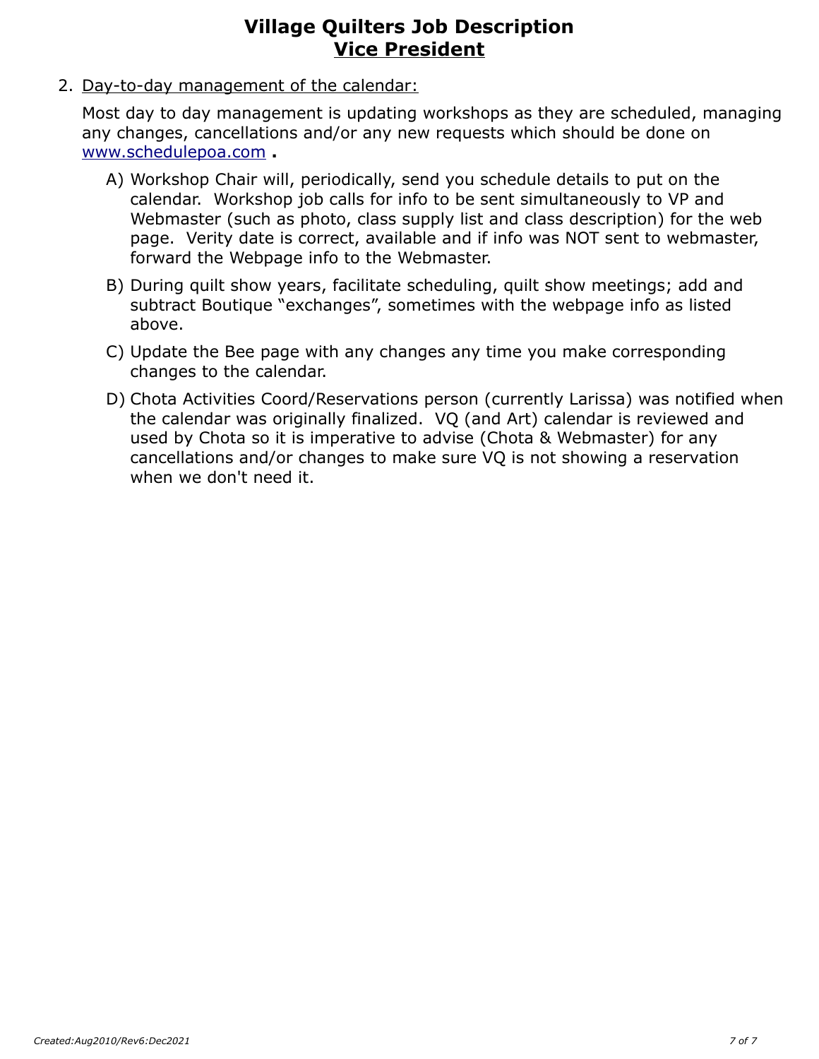# Village Quilters Job Description
## Vice President

2. Day-to-day management of the calendar:

   Most day to day management is updating workshops as they are scheduled, managing any changes, cancellations and/or any new requests which should be done on www.schedulepoa.com **.**

   A) Workshop Chair will, periodically, send you schedule details to put on the calendar. Workshop job calls for info to be sent simultaneously to VP and Webmaster (such as photo, class supply list and class description) for the web page. Verity date is correct, available and if info was NOT sent to webmaster, forward the Webpage info to the Webmaster.

   B) During quilt show years, facilitate scheduling, quilt show meetings; add and subtract Boutique "exchanges", sometimes with the webpage info as listed above.

   C) Update the Bee page with any changes any time you make corresponding changes to the calendar.

   D) Chota Activities Coord/Reservations person (currently Larissa) was notified when the calendar was originally finalized. VQ (and Art) calendar is reviewed and used by Chota so it is imperative to advise (Chota & Webmaster) for any cancellations and/or changes to make sure VQ is not showing a reservation when we don't need it.

*Created:Aug2010/Rev6:Dec2021*